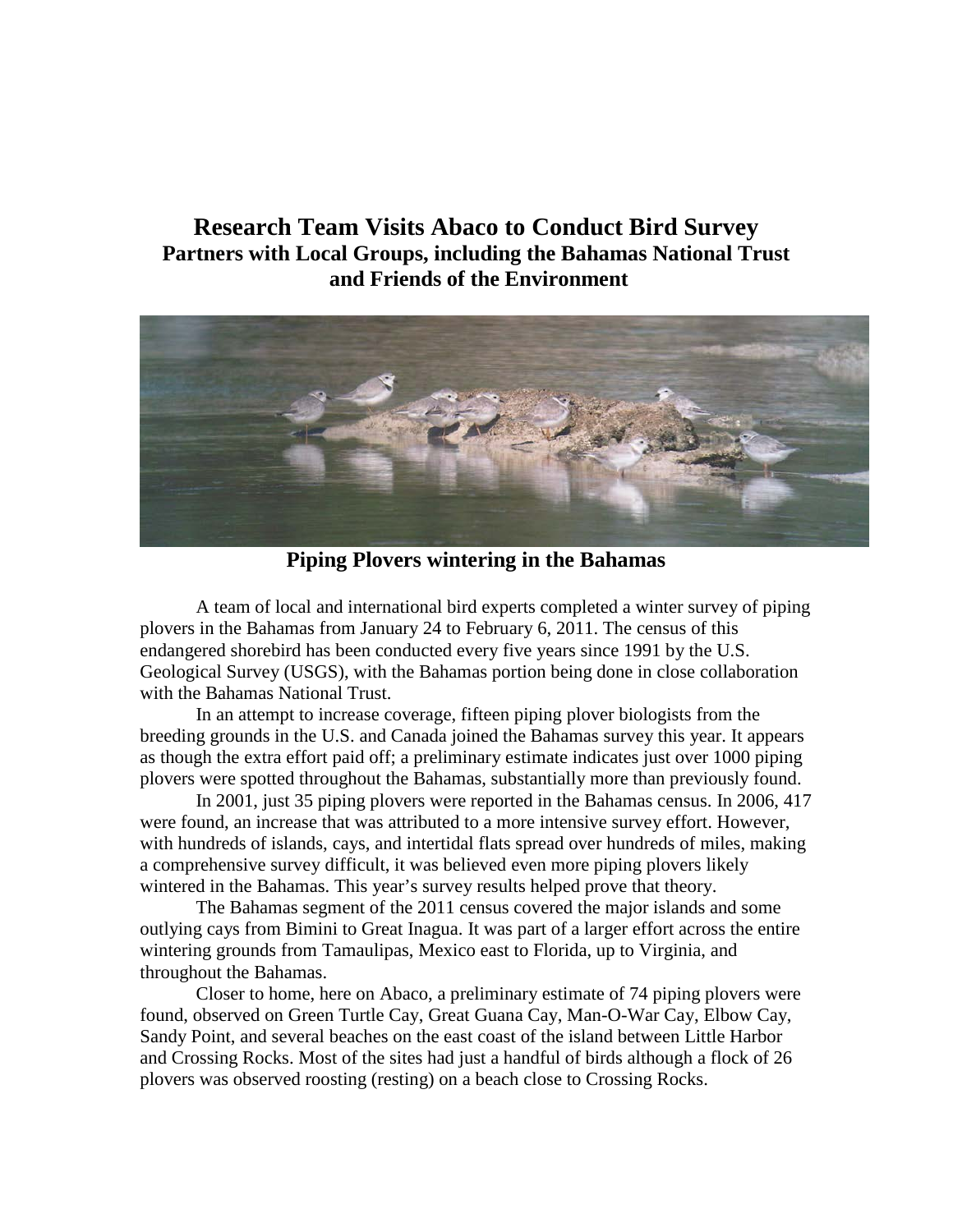# Research Team Visits Abaco to Conduct Bird Survey

## Partners with Local Groups, including the Bahamas National Trust and Friends of the Environment

**Piping Plovers wintering in the Bahamas**

A team of local and international bird experts completed a winter survey of piping plovers in the Bahamas from January 24 to February 6, 2011. The census of this endangered shorebird has been conducted every five years since 1991 by the U.S. Geological Survey (USGS), with the Bahamas portion being done in close collaboration with the Bahamas National Trust.

In an attempt to increase coverage, fifteen piping plover biologists from the breeding grounds in the U.S. and Canada joined the Bahamas survey this year. It appears as though the extra effort paid off; a preliminary estimate indicates just over 1000 piping plovers were spotted throughout the Bahamas, substantially more than previously found.

In 2001, just 35 piping plovers were reported in the Bahamas census. In 2006, 417 were found, an increase that was attributed to a more intensive survey effort. However, with hundreds of islands, cays, and intertidal flats spread over hundreds of miles, making a comprehensive survey difficult, it was believed even more piping plovers likely wintered in the Bahamas. This year's survey results helped prove that theory.

The Bahamas segment of the 2011 census covered the major islands and some outlying cays from Bimini to Great Inagua. It was part of a larger effort across the entire wintering grounds from Tamaulipas, Mexico east to Florida, up to Virginia, and throughout the Bahamas.

Closer to home, here on Abaco, a preliminary estimate of 74 piping plovers were found, observed on Green Turtle Cay, Great Guana Cay, Man-O-War Cay, Elbow Cay, Sandy Point, and several beaches on the east coast of the island between Little Harbor and Crossing Rocks. Most of the sites had just a handful of birds although a flock of 26 plovers was observed roosting (resting) on a beach close to Crossing Rocks.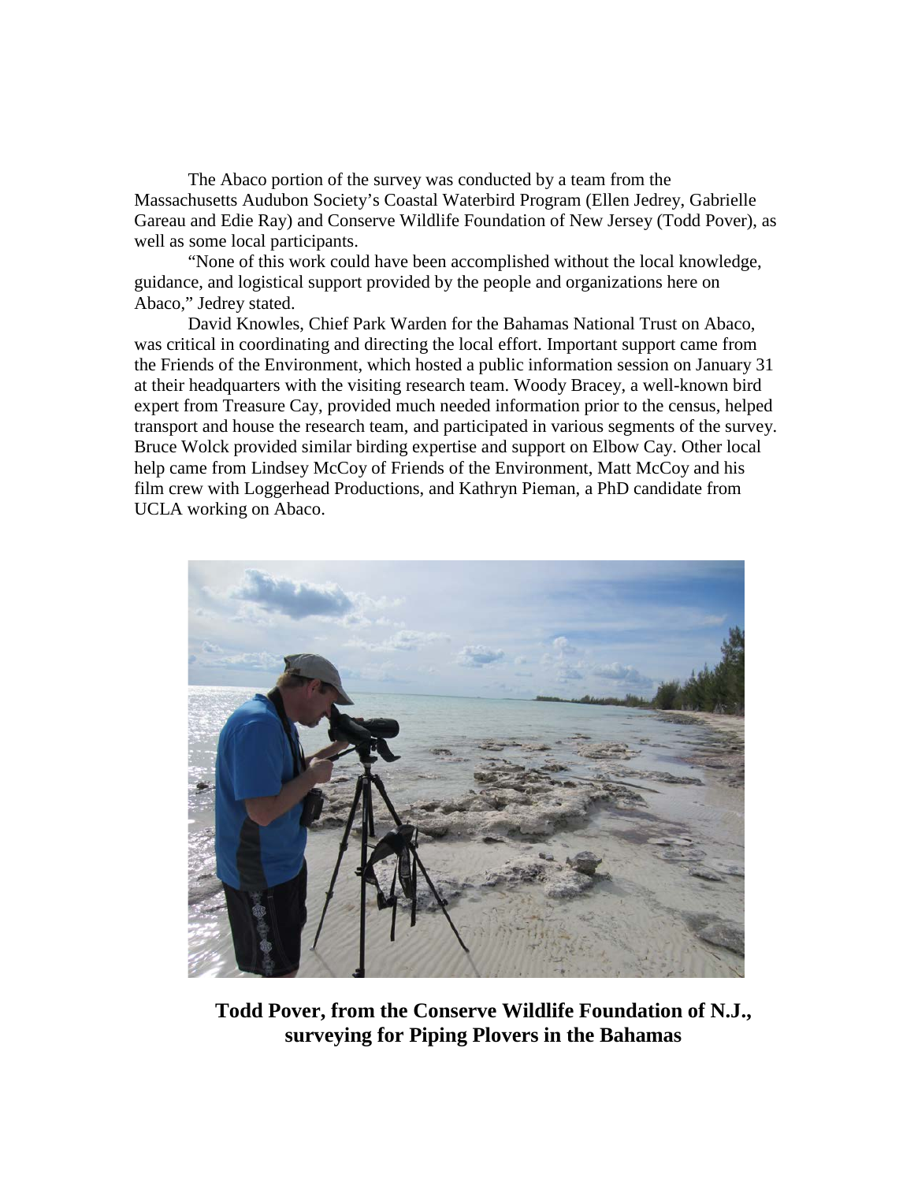The Abaco portion of the survey was conducted by a team from the Massachusetts Audubon Society's Coastal Waterbird Program (Ellen Jedrey, Gabrielle Gareau and Edie Ray) and Conserve Wildlife Foundation of New Jersey (Todd Pover), as well as some local participants.

"None of this work could have been accomplished without the local knowledge, guidance, and logistical support provided by the people and organizations here on Abaco," Jedrey stated.

David Knowles, Chief Park Warden for the Bahamas National Trust on Abaco, was critical in coordinating and directing the local effort. Important support came from the Friends of the Environment, which hosted a public information session on January 31 at their headquarters with the visiting research team. Woody Bracey, a well-known bird expert from Treasure Cay, provided much needed information prior to the census, helped transport and house the research team, and participated in various segments of the survey. Bruce Wolck provided similar birding expertise and support on Elbow Cay. Other local help came from Lindsey McCoy of Friends of the Environment, Matt McCoy and his film crew with Loggerhead Productions, and Kathryn Pieman, a PhD candidate from UCLA working on Abaco.

**Todd Pover, from the Conserve Wildlife Foundation of N.J., surveying for Piping Plovers in the Bahamas**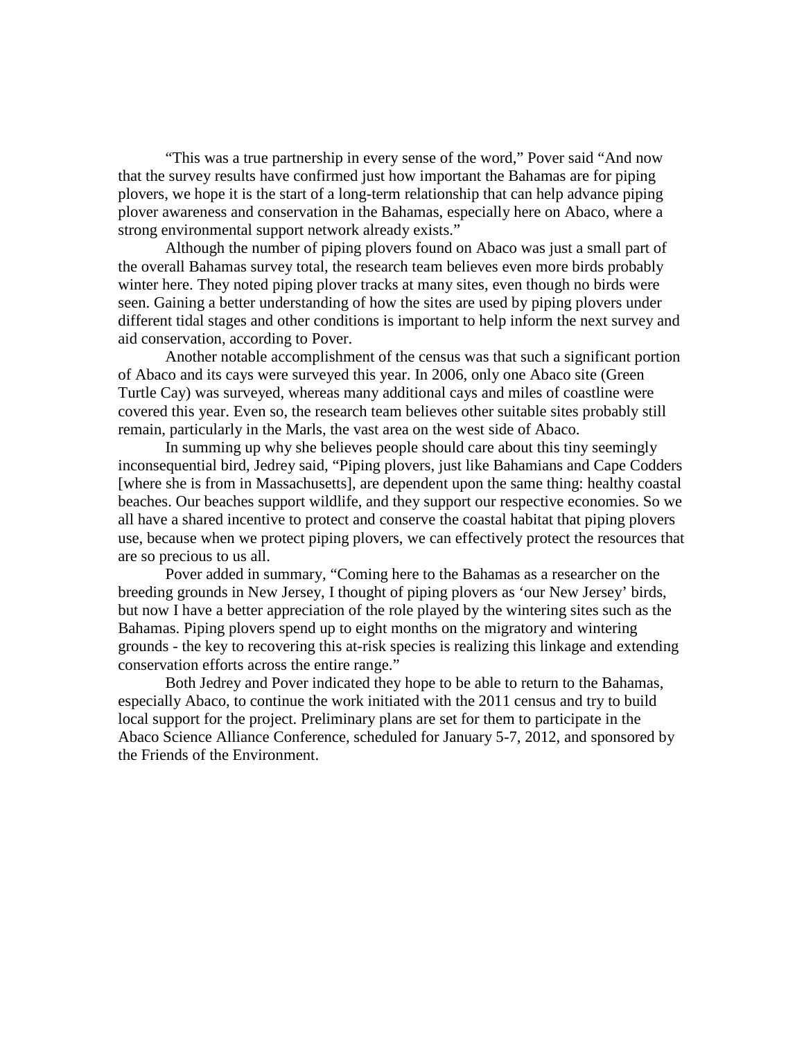"This was a true partnership in every sense of the word," Pover said "And now that the survey results have confirmed just how important the Bahamas are for piping plovers, we hope it is the start of a long-term relationship that can help advance piping plover awareness and conservation in the Bahamas, especially here on Abaco, where a strong environmental support network already exists."

Although the number of piping plovers found on Abaco was just a small part of the overall Bahamas survey total, the research team believes even more birds probably winter here. They noted piping plover tracks at many sites, even though no birds were seen. Gaining a better understanding of how the sites are used by piping plovers under different tidal stages and other conditions is important to help inform the next survey and aid conservation, according to Pover.

Another notable accomplishment of the census was that such a significant portion of Abaco and its cays were surveyed this year. In 2006, only one Abaco site (Green Turtle Cay) was surveyed, whereas many additional cays and miles of coastline were covered this year. Even so, the research team believes other suitable sites probably still remain, particularly in the Marls, the vast area on the west side of Abaco.

In summing up why she believes people should care about this tiny seemingly inconsequential bird, Jedrey said, "Piping plovers, just like Bahamians and Cape Codders [where she is from in Massachusetts], are dependent upon the same thing: healthy coastal beaches. Our beaches support wildlife, and they support our respective economies. So we all have a shared incentive to protect and conserve the coastal habitat that piping plovers use, because when we protect piping plovers, we can effectively protect the resources that are so precious to us all.

Pover added in summary, "Coming here to the Bahamas as a researcher on the breeding grounds in New Jersey, I thought of piping plovers as 'our New Jersey' birds, but now I have a better appreciation of the role played by the wintering sites such as the Bahamas. Piping plovers spend up to eight months on the migratory and wintering grounds - the key to recovering this at-risk species is realizing this linkage and extending conservation efforts across the entire range."

Both Jedrey and Pover indicated they hope to be able to return to the Bahamas, especially Abaco, to continue the work initiated with the 2011 census and try to build local support for the project. Preliminary plans are set for them to participate in the Abaco Science Alliance Conference, scheduled for January 5-7, 2012, and sponsored by the Friends of the Environment.